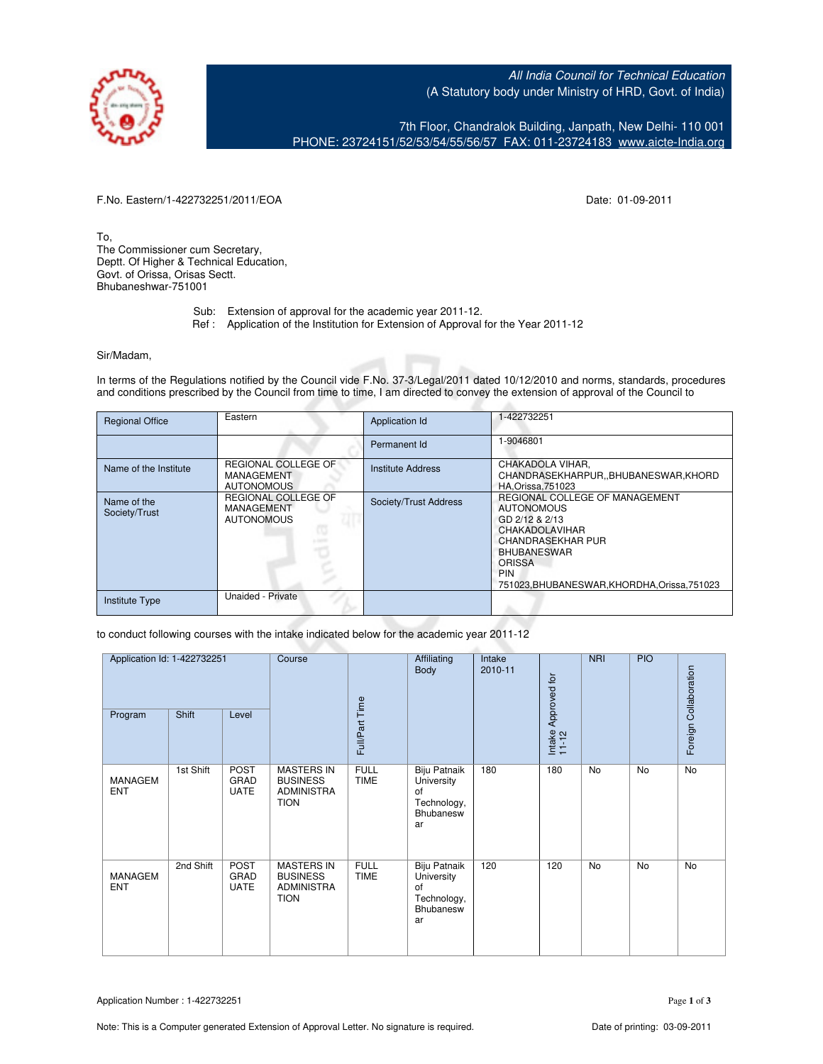All India Council for Technical Education
(A Statutory body under Ministry of HRD, Govt. of India)

7th Floor, Chandralok Building, Janpath, New Delhi- 110 001
PHONE: 23724151/52/53/54/55/56/57 FAX: 011-23724183 www.aicte-India.org

F.No. Eastern/1-422732251/2011/EOA

Date: 01-09-2011

To,
The Commissioner cum Secretary,
Deptt. Of Higher & Technical Education,
Govt. of Orissa, Orisas Sectt.
Bhubaneshwar-751001

Sub: Extension of approval for the academic year 2011-12.
Ref : Application of the Institution for Extension of Approval for the Year 2011-12

Sir/Madam,

In terms of the Regulations notified by the Council vide F.No. 37-3/Legal/2011 dated 10/12/2010 and norms, standards, procedures and conditions prescribed by the Council from time to time, I am directed to convey the extension of approval of the Council to

| Regional Office | Eastern | Application Id | 1-422732251 |
|---|---|---|---|
| | | Permanent Id | 1-9046801 |
| Name of the Institute | REGIONAL COLLEGE OF MANAGEMENT AUTONOMOUS | Institute Address | CHAKADOLA VIHAR, CHANDRASEKHARPUR,,BHUBANESWAR,KHORDHA,Orissa,751023 |
| Name of the Society/Trust | REGIONAL COLLEGE OF MANAGEMENT AUTONOMOUS | Society/Trust Address | REGIONAL COLLEGE OF MANAGEMENT AUTONOMOUS GD 2/12 & 2/13 CHAKADOLAVIHAR CHANDRASEKHAR PUR BHUBANESWAR ORISSA PIN 751023,BHUBANESWAR,KHORDHA,Orissa,751023 |
| Institute Type | Unaided - Private | | |

to conduct following courses with the intake indicated below for the academic year 2011-12

| Application Id: 1-422732251 | | | Course | Full/Part Time | Affiliating Body | Intake 2010-11 | Intake Approved for 11-12 | NRI | PIO | Foreign Collaboration |
|---|---|---|---|---|---|---|---|---|---|---|
| Program | Shift | Level | | | | | | | | |
| MANAGEMENT | 1st Shift | POST GRADUATE | MASTERS IN BUSINESS ADMINISTRATION | FULL TIME | Biju Patnaik University of Technology, Bhubaneswar | 180 | 180 | No | No | No |
| MANAGEMENT | 2nd Shift | POST GRADUATE | MASTERS IN BUSINESS ADMINISTRATION | FULL TIME | Biju Patnaik University of Technology, Bhubaneswar | 120 | 120 | No | No | No |

Application Number : 1-422732251

Note: This is a Computer generated Extension of Approval Letter. No signature is required.

Date of printing: 03-09-2011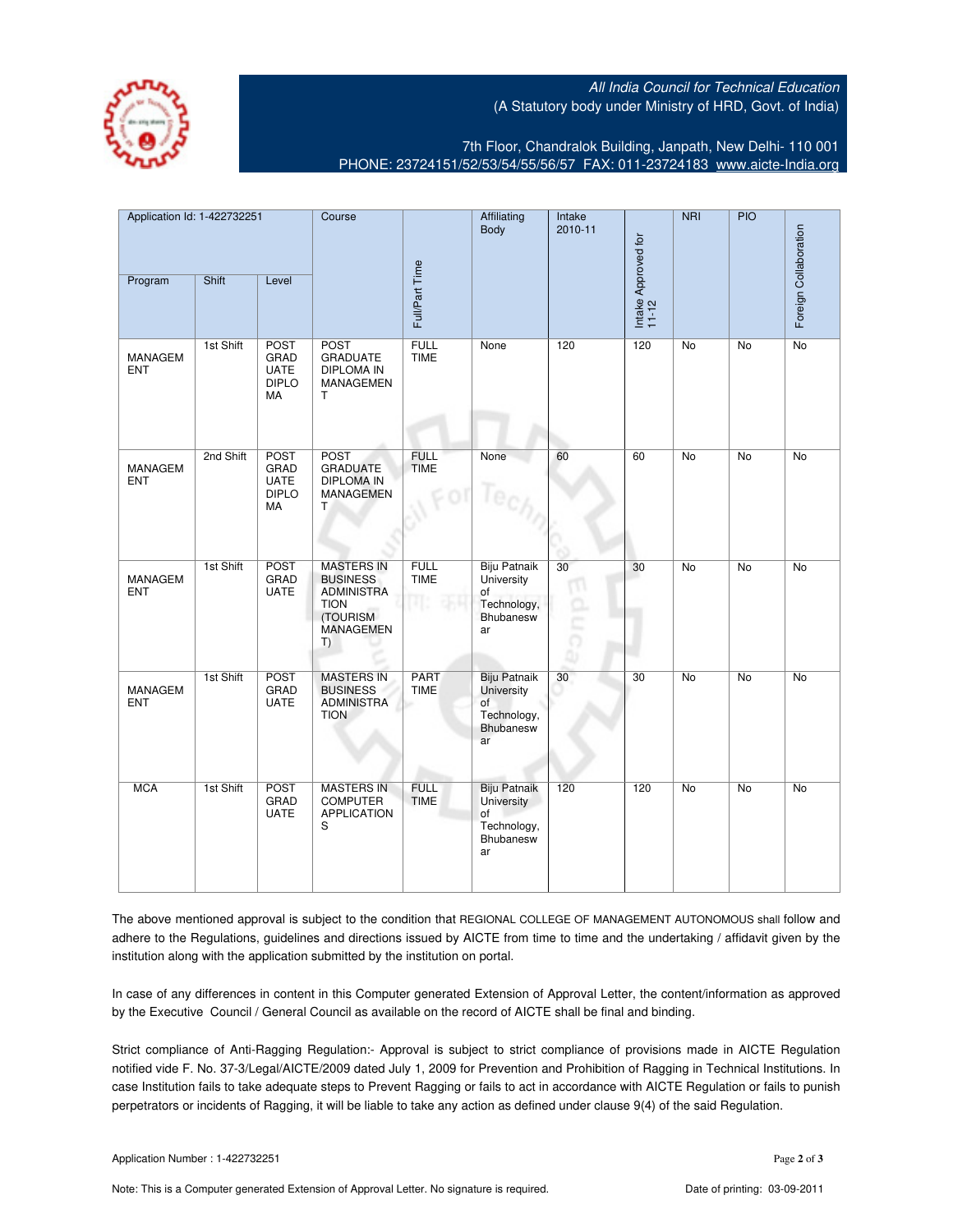All India Council for Technical Education
(A Statutory body under Ministry of HRD, Govt. of India)

7th Floor, Chandralok Building, Janpath, New Delhi- 110 001
PHONE: 23724151/52/53/54/55/56/57 FAX: 011-23724183 www.aicte-India.org

| Application Id: 1-422732251 | | | Course | Full/Part Time | Affiliating Body | Intake 2010-11 | Intake Approved for 11-12 | NRI | PIO | Foreign Collaboration |
|---|---|---|---|---|---|---|---|---|---|---|
| Program | Shift | Level | | | | | | | | |
| MANAGEMENT | 1st Shift | POST GRADUATE DIPLOMA | POST GRADUATE DIPLOMA IN MANAGEMENT | FULL TIME | None | 120 | 120 | No | No | No |
| MANAGEMENT | 2nd Shift | POST GRADUATE DIPLOMA | POST GRADUATE DIPLOMA IN MANAGEMENT | FULL TIME | None | 60 | 60 | No | No | No |
| MANAGEMENT | 1st Shift | POST GRADUATE | MASTERS IN BUSINESS ADMINISTRATION (TOURISM MANAGEMENT) | FULL TIME | Biju Patnaik University of Technology, Bhubaneswar | 30 | 30 | No | No | No |
| MANAGEMENT | 1st Shift | POST GRADUATE | MASTERS IN BUSINESS ADMINISTRATION | PART TIME | Biju Patnaik University of Technology, Bhubaneswar | 30 | 30 | No | No | No |
| MCA | 1st Shift | POST GRADUATE | MASTERS IN COMPUTER APPLICATIONS | FULL TIME | Biju Patnaik University of Technology, Bhubaneswar | 120 | 120 | No | No | No |

The above mentioned approval is subject to the condition that REGIONAL COLLEGE OF MANAGEMENT AUTONOMOUS shall follow and adhere to the Regulations, guidelines and directions issued by AICTE from time to time and the undertaking / affidavit given by the institution along with the application submitted by the institution on portal.

In case of any differences in content in this Computer generated Extension of Approval Letter, the content/information as approved by the Executive Council / General Council as available on the record of AICTE shall be final and binding.

Strict compliance of Anti-Ragging Regulation:- Approval is subject to strict compliance of provisions made in AICTE Regulation notified vide F. No. 37-3/Legal/AICTE/2009 dated July 1, 2009 for Prevention and Prohibition of Ragging in Technical Institutions. In case Institution fails to take adequate steps to Prevent Ragging or fails to act in accordance with AICTE Regulation or fails to punish perpetrators or incidents of Ragging, it will be liable to take any action as defined under clause 9(4) of the said Regulation.

Application Number : 1-422732251

Note: This is a Computer generated Extension of Approval Letter. No signature is required. Date of printing: 03-09-2011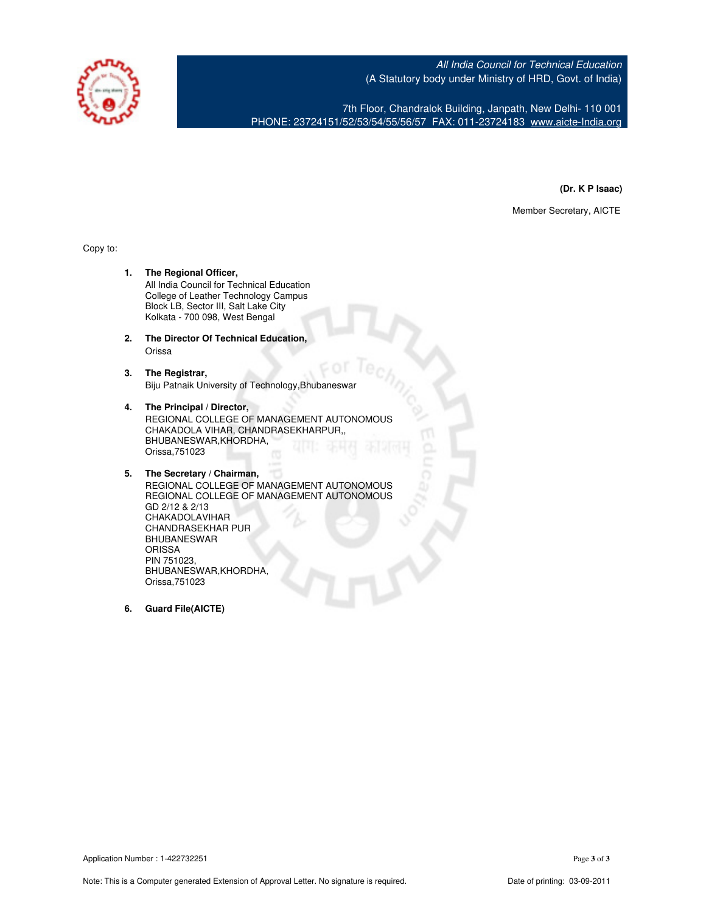*All India Council for Technical Education*
(A Statutory body under Ministry of HRD, Govt. of India)

7th Floor, Chandralok Building, Janpath, New Delhi- 110 001
PHONE: 23724151/52/53/54/55/56/57 FAX: 011-23724183 www.aicte-India.org

**(Dr. K P Isaac)**

Member Secretary, AICTE

Copy to:

1. **The Regional Officer,**
   All India Council for Technical Education
   College of Leather Technology Campus
   Block LB, Sector III, Salt Lake City
   Kolkata - 700 098, West Bengal

2. **The Director Of Technical Education,**
   Orissa

3. **The Registrar,**
   Biju Patnaik University of Technology,Bhubaneswar

4. **The Principal / Director,**
   REGIONAL COLLEGE OF MANAGEMENT AUTONOMOUS
   CHAKADOLA VIHAR, CHANDRASEKHARPUR,,
   BHUBANESWAR,KHORDHA,
   Orissa,751023

5. **The Secretary / Chairman,**
   REGIONAL COLLEGE OF MANAGEMENT AUTONOMOUS
   REGIONAL COLLEGE OF MANAGEMENT AUTONOMOUS
   GD 2/12 & 2/13
   CHAKADOLAVIHAR
   CHANDRASEKHAR PUR
   BHUBANESWAR
   ORISSA
   PIN 751023,
   BHUBANESWAR,KHORDHA,
   Orissa,751023

6. **Guard File(AICTE)**

Application Number : 1-422732251

Note: This is a Computer generated Extension of Approval Letter. No signature is required.

Date of printing: 03-09-2011